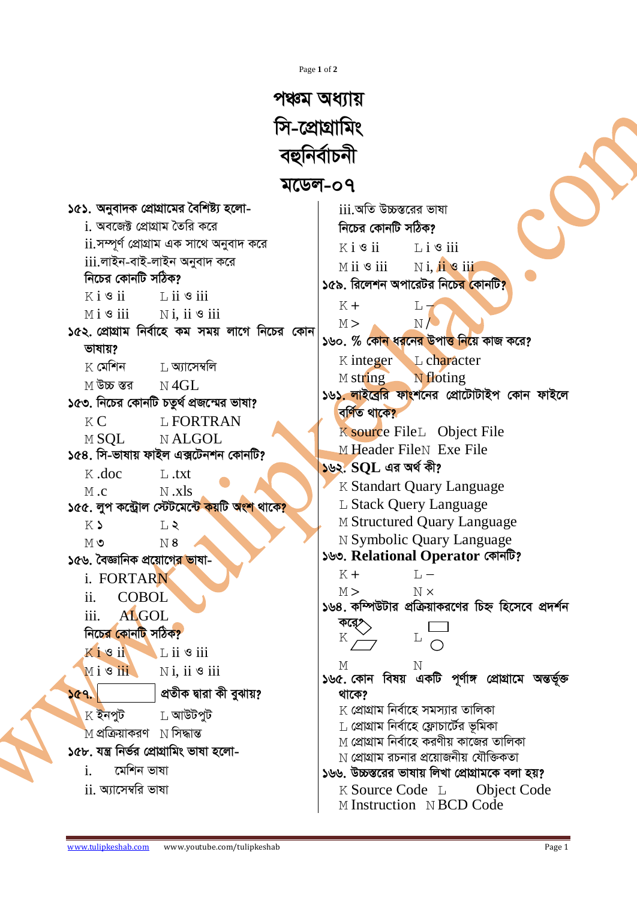# পঞ্চম অধ্যায়
# সি-প্রোগ্রামিং
# বহুনির্বাচনী
# মডেল-০৭

**১৫১. অনুবাদক প্রোগ্রামের বৈশিষ্ট্য হলো-**

i. অবজেক্ট প্রোগ্রাম তৈরি করে
ii.সম্পূর্ণ প্রোগ্রাম এক সাথে অনুবাদ করে
iii.লাইন-বাই-লাইন অনুবাদ করে

**নিচের কোনটি সঠিক?**

K i ও ii  L ii ও iii
M i ও iii  N i, ii ও iii

**১৫২. প্রোগ্রাম নির্বাহে কম সময় লাগে নিচের কোন ভাষায়?**

K মেশিন  L অ্যাসেম্বলি
M উচ্চ স্তর  N 4GL

**১৫৩. নিচের কোনটি চতুর্থ প্রজন্মের ভাষা?**

K C  L FORTRAN
M SQL  N ALGOL

**১৫৪. সি-ভাষায় ফাইল এক্সটেনশন কোনটি?**

K .doc  L .txt
M .c  N .xls

**১৫৫. লুপ কন্ট্রোল স্টেটমেন্টে কয়টি অংশ থাকে?**

K ১  L ২
M ৩  N ৪

**১৫৬. বৈজ্ঞানিক প্রয়োগের ভাষা-**

i. FORTRAN
ii. COBOL
iii. ALGOL

**নিচের কোনটি সঠিক?**

K i ও ii  L ii ও iii
M i ও iii  N i, ii ও iii

**১৫৭. [ ] প্রতীক দ্বারা কী বুঝায়?**

K ইনপুট  L আউটপুট
M প্রক্রিয়াকরণ  N সিদ্ধান্ত

**১৫৮. যন্ত্র নির্ভর প্রোগ্রামিং ভাষা হলো-**

i. মেশিন ভাষা
ii. অ্যাসেম্বলি ভাষা
iii.অতি উচ্চস্তরের ভাষা

**নিচের কোনটি সঠিক?**

K i ও ii  L i ও iii
M ii ও iii  N i, ii ও iii

**১৫৯. রিলেশন অপারেটর নিচের কোনটি?**

K +  L –
M >  N /

**১৬০. % কোন ধরনের উপাত্ত নিয়ে কাজ করে?**

K integer  L character
M string  N floting

**১৬১. লাইব্রেরি ফাংশনের প্রোটোটাইপ কোন ফাইলে বর্ণিত থাকে?**

K source File  L Object File
M Header File  N Exe File

**১৬২. SQL এর অর্থ কী?**

K Standart Quary Language
L Stack Query Language
M Structured Quary Language
N Symbolic Quary Language

**১৬৩. Relational Operator কোনটি?**

K +  L –
M >  N ×

**১৬৪. কম্পিউটার প্রক্রিয়াকরণের চিহ্ন হিসেবে প্রদর্শন করে?**

K  L
M  N

**১৬৫. কোন বিষয় একটি পূর্ণাঙ্গ প্রোগ্রামে অন্তর্ভূক্ত থাকে?**

K প্রোগ্রাম নির্বাহে সমস্যার তালিকা
L প্রোগ্রাম নির্বাহে ফ্লোচার্টের ভূমিকা
M প্রোগ্রাম নির্বাহে করণীয় কাজের তালিকা
N প্রোগ্রাম রচনার প্রয়োজনীয় যৌক্তিকতা

**১৬৬. উচ্চস্তরের ভাষায় লিখা প্রোগ্রামকে বলা হয়?**

K Source Code  L Object Code
M Instruction  N BCD Code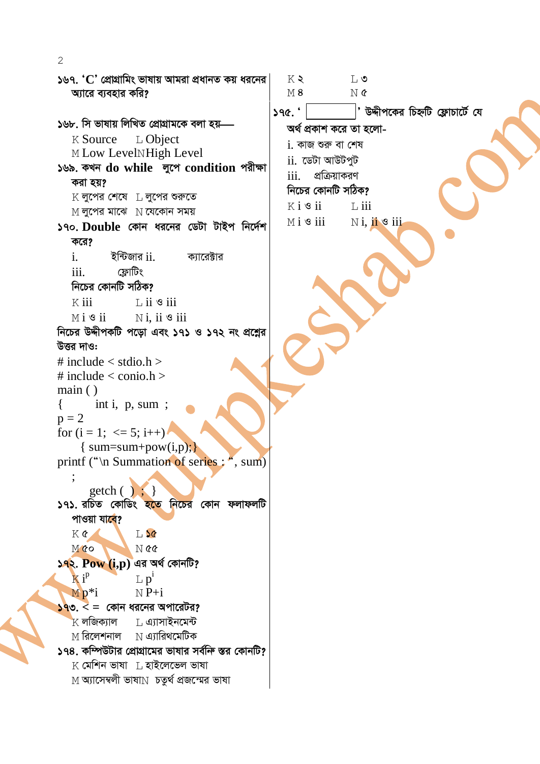১৬৭. **'C'** প্রোগ্রামিং ভাষায় আমরা প্রধানত কয় ধরনের অ্যারে ব্যবহার করি?

K ২  L ৩
M ৪  N ৫

১৬৮. সি ভাষায় লিখিত প্রোগ্রামকে বলা হয়—

K Source  L Object
M Low Level N High Level

১৬৯. কখন **do while** লুপে **condition** পরীক্ষা করা হয়?

K লুপের শেষে  L লুপের শুরুতে
M লুপের মাঝে  N যেকোন সময়

১৭০. **Double** কোন ধরনের ডেটা টাইপ নির্দেশ করে?

i. ইন্টিজার ii. ক্যারেক্টার
iii. ফ্লোটিং

নিচের কোনটি সঠিক?

K iii  L ii ও iii
M i ও ii  N i, ii ও iii

নিচের উদ্দীপকটি পড়ো এবং ১৭১ ও ১৭২ নং প্রশ্নের উত্তর দাও:

```
# include < stdio.h >
# include < conio.h >
main ( )
{    int i,  p, sum  ;
p = 2
for (i = 1;  <= 5; i++)
     { sum=sum+pow(i,p);}
printf (“\n Summation of series : “, sum)
;
        getch ( ) ;  }
```

১৭১. রচিত কোডিং হতে নিচের কোন ফলাফলটি পাওয়া যাবে?

K ৫  L ১৫
M ৫০  N ৫৫

১৭২. **Pow (i,p)** এর অর্থ কোনটি?

K $i^p$  L $p^i$
M p*i  N P+i

১৭৩. < = কোন ধরনের অপারেটর?

K লজিক্যাল  L এ্যাসাইনমেন্ট
M রিলেশনাল  N এ্যারিথমেটিক

১৭৪. কম্পিউটার প্রোগ্রামের ভাষার সর্বনিম্ন স্তর কোনটি?

K মেশিন ভাষা  L হাইলেভেল ভাষা
M অ্যাসেম্বলী ভাষা N চতুর্থ প্রজন্মের ভাষা

১৭৫. ' ▭ ' উদ্দীপকের চিহ্নটি ফ্লোচার্টে যে অর্থ প্রকাশ করে তা হলো-

i. কাজ শুরু বা শেষ
ii. ডেটা আউটপুট
iii. প্রক্রিয়াকরণ

নিচের কোনটি সঠিক?

K i ও ii  L iii
M i ও iii  N i, ii ও iii